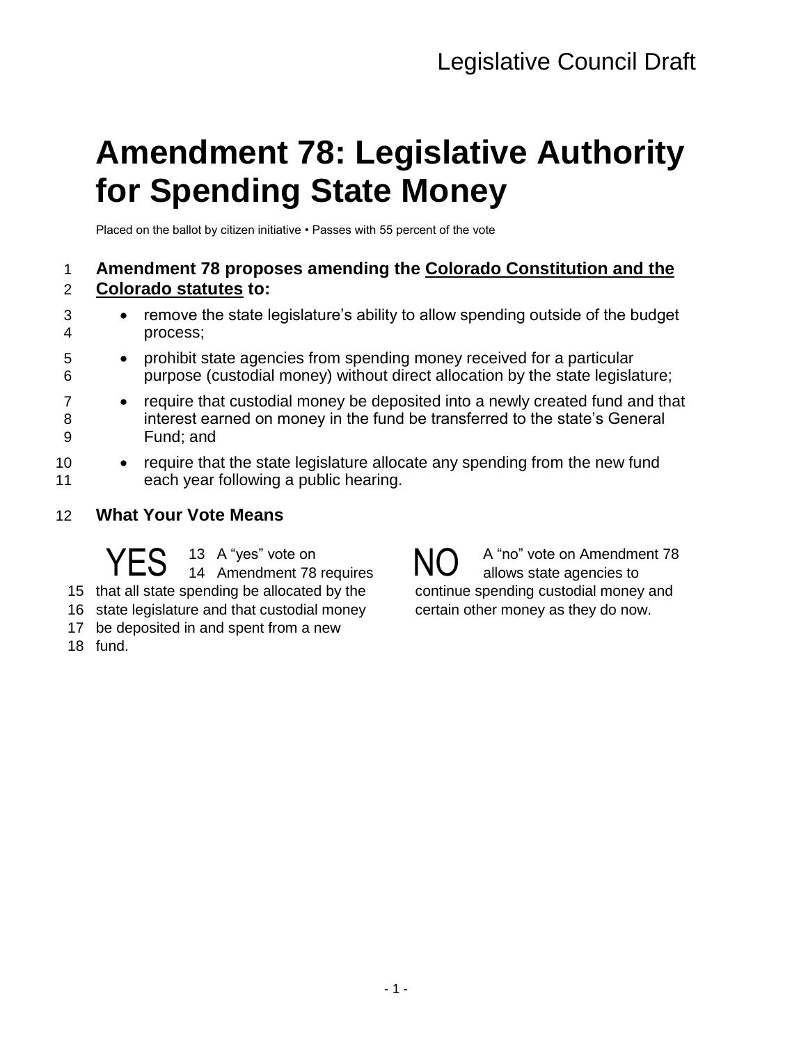Legislative Council Draft

# Amendment 78: Legislative Authority for Spending State Money

Placed on the ballot by citizen initiative • Passes with 55 percent of the vote

**Amendment 78 proposes amending the Colorado Constitution and the Colorado statutes to:**

- remove the state legislature's ability to allow spending outside of the budget process;
- prohibit state agencies from spending money received for a particular purpose (custodial money) without direct allocation by the state legislature;
- require that custodial money be deposited into a newly created fund and that interest earned on money in the fund be transferred to the state's General Fund; and
- require that the state legislature allocate any spending from the new fund each year following a public hearing.

## What Your Vote Means

**YES** A "yes" vote on Amendment 78 requires that all state spending be allocated by the state legislature and that custodial money be deposited in and spent from a new fund.

**NO** A "no" vote on Amendment 78 allows state agencies to continue spending custodial money and certain other money as they do now.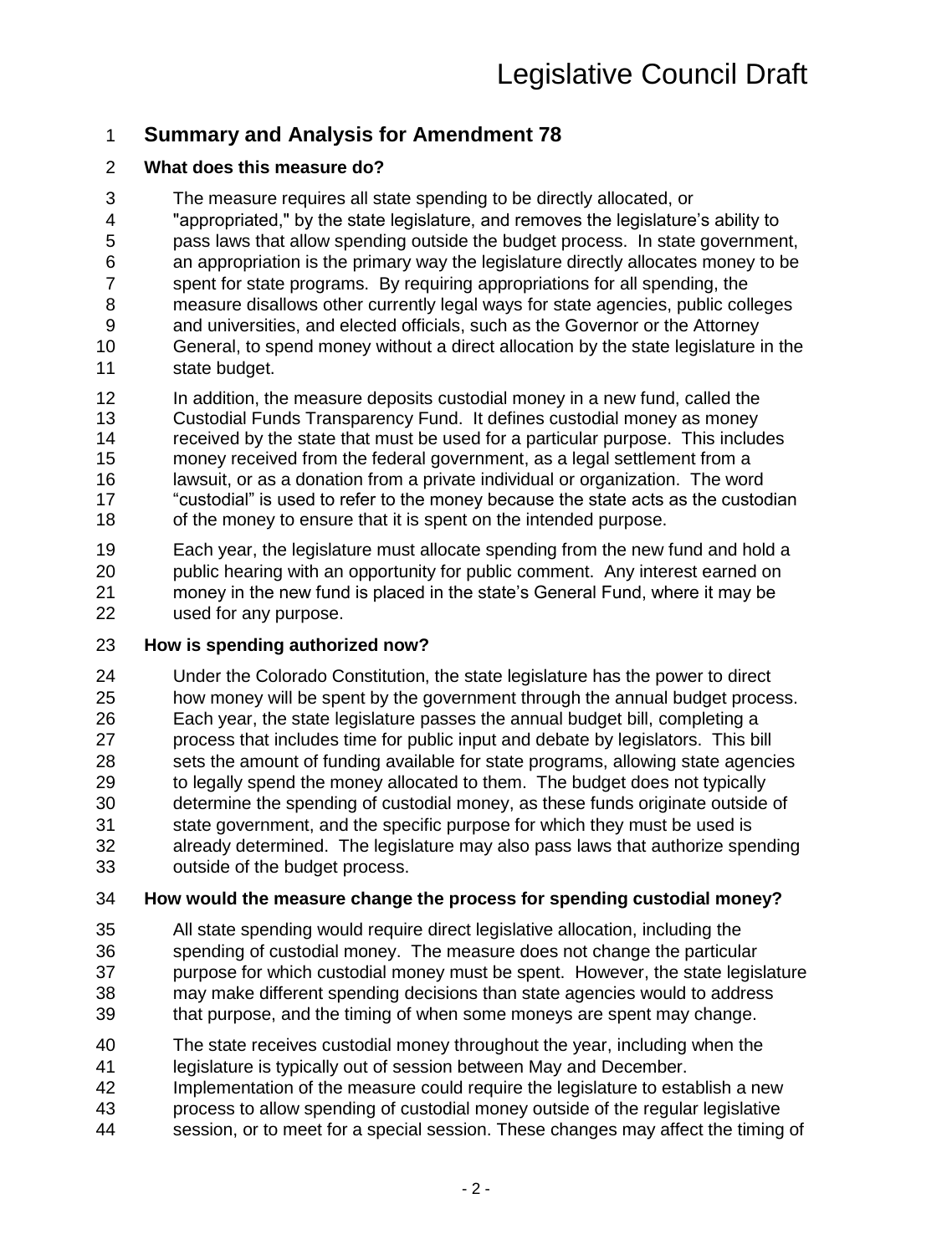## Summary and Analysis for Amendment 78

### What does this measure do?

The measure requires all state spending to be directly allocated, or "appropriated," by the state legislature, and removes the legislature's ability to pass laws that allow spending outside the budget process. In state government, an appropriation is the primary way the legislature directly allocates money to be spent for state programs. By requiring appropriations for all spending, the measure disallows other currently legal ways for state agencies, public colleges and universities, and elected officials, such as the Governor or the Attorney General, to spend money without a direct allocation by the state legislature in the state budget.

In addition, the measure deposits custodial money in a new fund, called the Custodial Funds Transparency Fund. It defines custodial money as money received by the state that must be used for a particular purpose. This includes money received from the federal government, as a legal settlement from a lawsuit, or as a donation from a private individual or organization. The word "custodial" is used to refer to the money because the state acts as the custodian of the money to ensure that it is spent on the intended purpose.

Each year, the legislature must allocate spending from the new fund and hold a public hearing with an opportunity for public comment. Any interest earned on money in the new fund is placed in the state's General Fund, where it may be used for any purpose.

### How is spending authorized now?

Under the Colorado Constitution, the state legislature has the power to direct how money will be spent by the government through the annual budget process. Each year, the state legislature passes the annual budget bill, completing a process that includes time for public input and debate by legislators. This bill sets the amount of funding available for state programs, allowing state agencies to legally spend the money allocated to them. The budget does not typically determine the spending of custodial money, as these funds originate outside of state government, and the specific purpose for which they must be used is already determined. The legislature may also pass laws that authorize spending outside of the budget process.

### How would the measure change the process for spending custodial money?

All state spending would require direct legislative allocation, including the spending of custodial money. The measure does not change the particular purpose for which custodial money must be spent. However, the state legislature may make different spending decisions than state agencies would to address that purpose, and the timing of when some moneys are spent may change.

The state receives custodial money throughout the year, including when the legislature is typically out of session between May and December. Implementation of the measure could require the legislature to establish a new process to allow spending of custodial money outside of the regular legislative session, or to meet for a special session. These changes may affect the timing of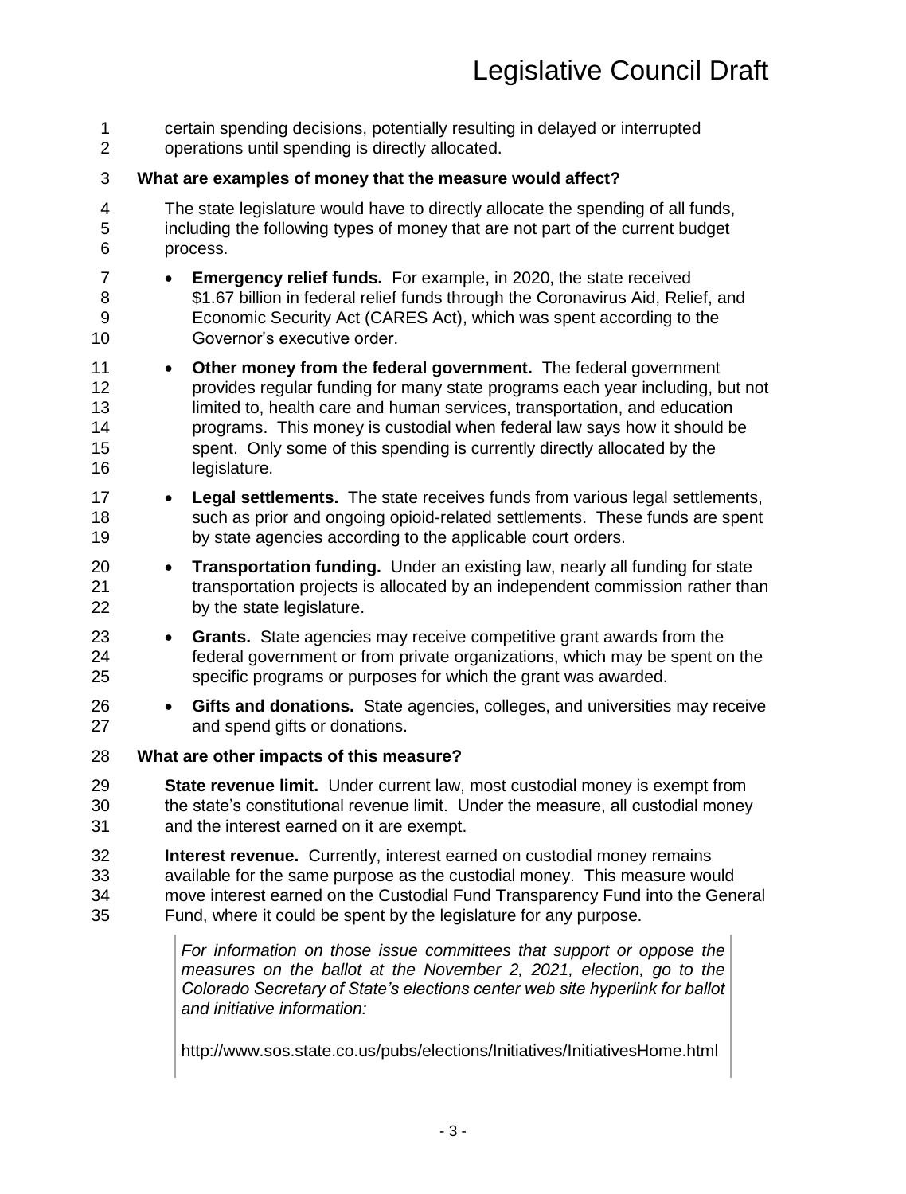certain spending decisions, potentially resulting in delayed or interrupted operations until spending is directly allocated.

**What are examples of money that the measure would affect?**

The state legislature would have to directly allocate the spending of all funds, including the following types of money that are not part of the current budget process.

- **Emergency relief funds.** For example, in 2020, the state received $1.67 billion in federal relief funds through the Coronavirus Aid, Relief, and Economic Security Act (CARES Act), which was spent according to the Governor's executive order.
- **Other money from the federal government.** The federal government provides regular funding for many state programs each year including, but not limited to, health care and human services, transportation, and education programs. This money is custodial when federal law says how it should be spent. Only some of this spending is currently directly allocated by the legislature.
- **Legal settlements.** The state receives funds from various legal settlements, such as prior and ongoing opioid-related settlements. These funds are spent by state agencies according to the applicable court orders.
- **Transportation funding.** Under an existing law, nearly all funding for state transportation projects is allocated by an independent commission rather than by the state legislature.
- **Grants.** State agencies may receive competitive grant awards from the federal government or from private organizations, which may be spent on the specific programs or purposes for which the grant was awarded.
- **Gifts and donations.** State agencies, colleges, and universities may receive and spend gifts or donations.

**What are other impacts of this measure?**

**State revenue limit.** Under current law, most custodial money is exempt from the state's constitutional revenue limit. Under the measure, all custodial money and the interest earned on it are exempt.

**Interest revenue.** Currently, interest earned on custodial money remains available for the same purpose as the custodial money. This measure would move interest earned on the Custodial Fund Transparency Fund into the General Fund, where it could be spent by the legislature for any purpose.

*For information on those issue committees that support or oppose the measures on the ballot at the November 2, 2021, election, go to the Colorado Secretary of State's elections center web site hyperlink for ballot and initiative information:*

http://www.sos.state.co.us/pubs/elections/Initiatives/InitiativesHome.html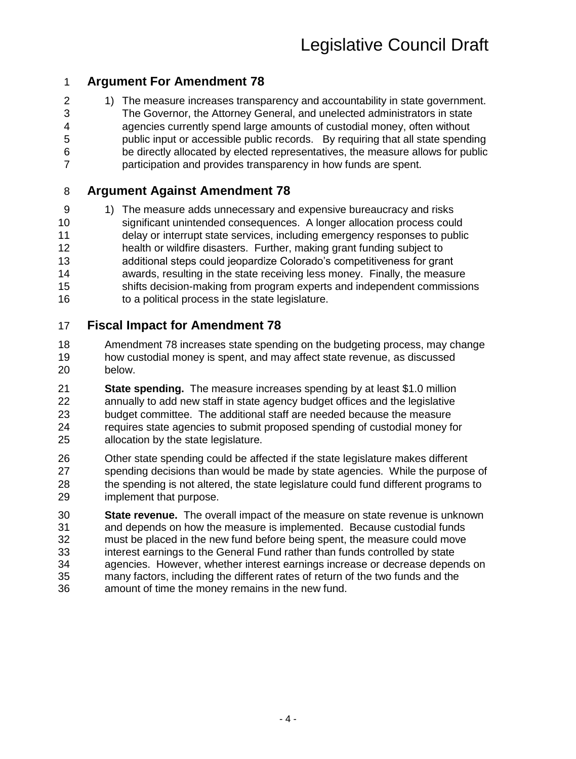## Argument For Amendment 78

1) The measure increases transparency and accountability in state government. The Governor, the Attorney General, and unelected administrators in state agencies currently spend large amounts of custodial money, often without public input or accessible public records. By requiring that all state spending be directly allocated by elected representatives, the measure allows for public participation and provides transparency in how funds are spent.

## Argument Against Amendment 78

1) The measure adds unnecessary and expensive bureaucracy and risks significant unintended consequences. A longer allocation process could delay or interrupt state services, including emergency responses to public health or wildfire disasters. Further, making grant funding subject to additional steps could jeopardize Colorado's competitiveness for grant awards, resulting in the state receiving less money. Finally, the measure shifts decision-making from program experts and independent commissions to a political process in the state legislature.

## Fiscal Impact for Amendment 78

Amendment 78 increases state spending on the budgeting process, may change how custodial money is spent, and may affect state revenue, as discussed below.

**State spending.** The measure increases spending by at least $1.0 million annually to add new staff in state agency budget offices and the legislative budget committee. The additional staff are needed because the measure requires state agencies to submit proposed spending of custodial money for allocation by the state legislature.

Other state spending could be affected if the state legislature makes different spending decisions than would be made by state agencies. While the purpose of the spending is not altered, the state legislature could fund different programs to implement that purpose.

**State revenue.** The overall impact of the measure on state revenue is unknown and depends on how the measure is implemented. Because custodial funds must be placed in the new fund before being spent, the measure could move interest earnings to the General Fund rather than funds controlled by state agencies. However, whether interest earnings increase or decrease depends on many factors, including the different rates of return of the two funds and the amount of time the money remains in the new fund.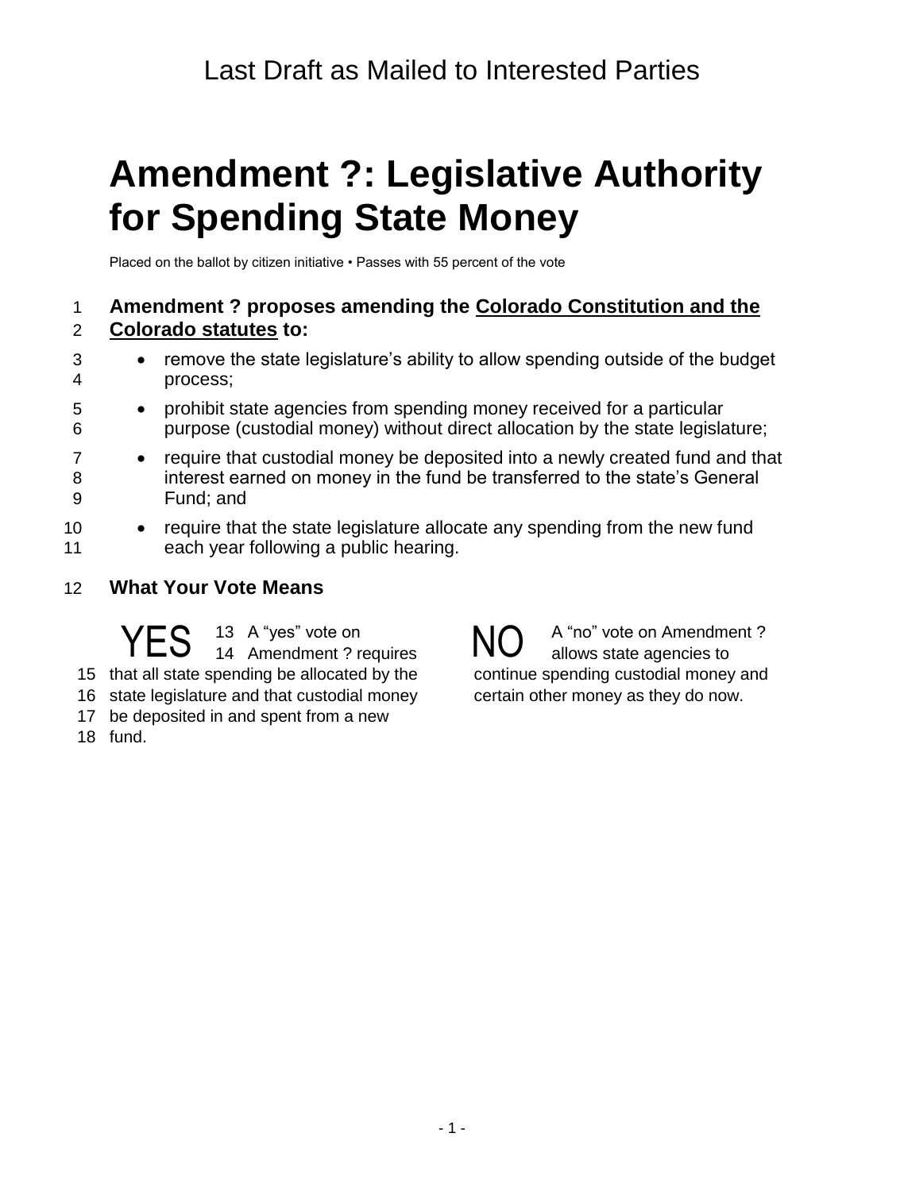Last Draft as Mailed to Interested Parties

# Amendment ?: Legislative Authority for Spending State Money

Placed on the ballot by citizen initiative • Passes with 55 percent of the vote

**Amendment ? proposes amending the Colorado Constitution and the Colorado statutes to:**

- remove the state legislature's ability to allow spending outside of the budget process;
- prohibit state agencies from spending money received for a particular purpose (custodial money) without direct allocation by the state legislature;
- require that custodial money be deposited into a newly created fund and that interest earned on money in the fund be transferred to the state's General Fund; and
- require that the state legislature allocate any spending from the new fund each year following a public hearing.

## What Your Vote Means

**YES** A "yes" vote on Amendment ? requires that all state spending be allocated by the state legislature and that custodial money be deposited in and spent from a new fund.

**NO** A "no" vote on Amendment ? allows state agencies to continue spending custodial money and certain other money as they do now.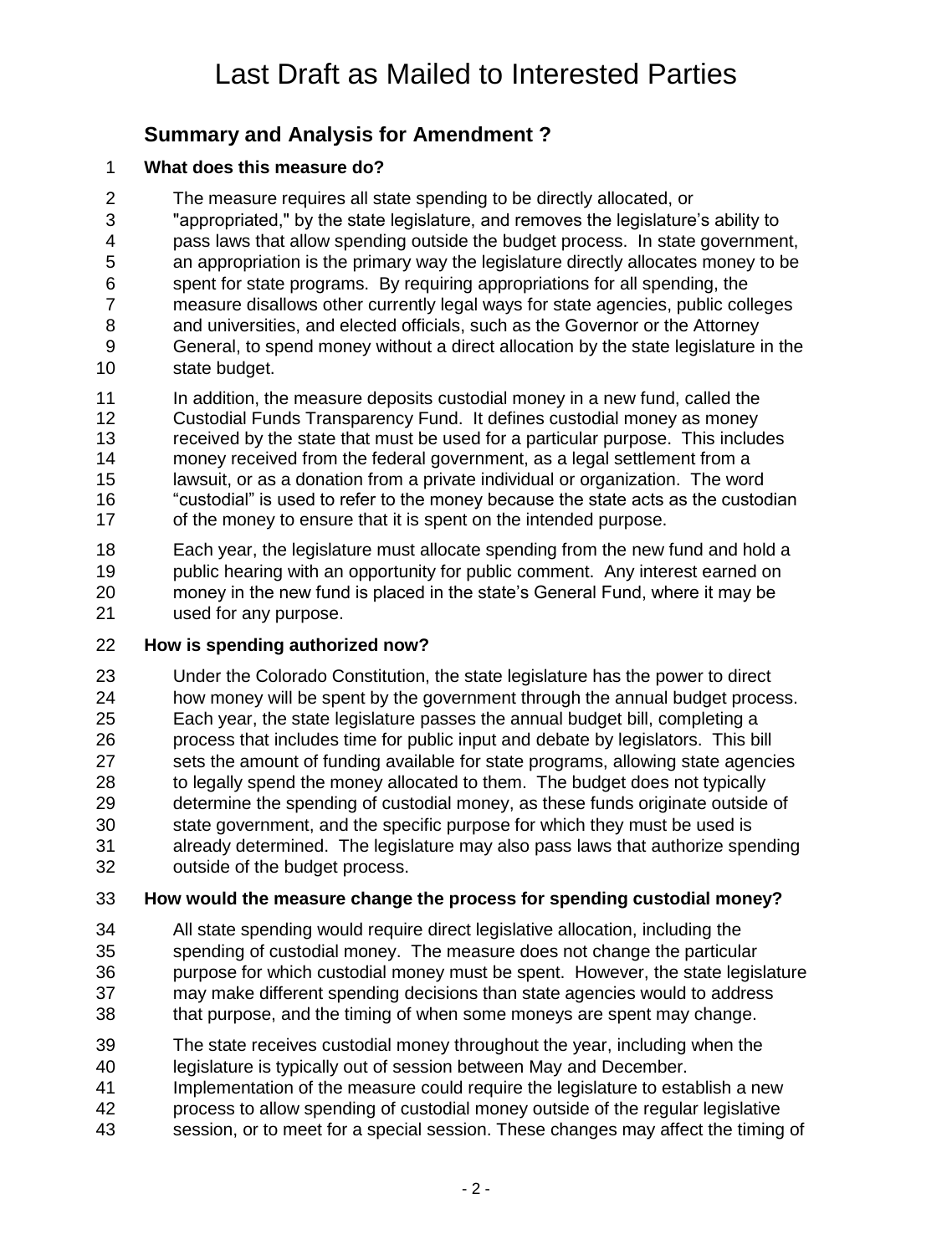# Last Draft as Mailed to Interested Parties

## Summary and Analysis for Amendment ?

### What does this measure do?

The measure requires all state spending to be directly allocated, or "appropriated," by the state legislature, and removes the legislature's ability to pass laws that allow spending outside the budget process. In state government, an appropriation is the primary way the legislature directly allocates money to be spent for state programs. By requiring appropriations for all spending, the measure disallows other currently legal ways for state agencies, public colleges and universities, and elected officials, such as the Governor or the Attorney General, to spend money without a direct allocation by the state legislature in the state budget.

In addition, the measure deposits custodial money in a new fund, called the Custodial Funds Transparency Fund. It defines custodial money as money received by the state that must be used for a particular purpose. This includes money received from the federal government, as a legal settlement from a lawsuit, or as a donation from a private individual or organization. The word "custodial" is used to refer to the money because the state acts as the custodian of the money to ensure that it is spent on the intended purpose.

Each year, the legislature must allocate spending from the new fund and hold a public hearing with an opportunity for public comment. Any interest earned on money in the new fund is placed in the state's General Fund, where it may be used for any purpose.

### How is spending authorized now?

Under the Colorado Constitution, the state legislature has the power to direct how money will be spent by the government through the annual budget process. Each year, the state legislature passes the annual budget bill, completing a process that includes time for public input and debate by legislators. This bill sets the amount of funding available for state programs, allowing state agencies to legally spend the money allocated to them. The budget does not typically determine the spending of custodial money, as these funds originate outside of state government, and the specific purpose for which they must be used is already determined. The legislature may also pass laws that authorize spending outside of the budget process.

### How would the measure change the process for spending custodial money?

All state spending would require direct legislative allocation, including the spending of custodial money. The measure does not change the particular purpose for which custodial money must be spent. However, the state legislature may make different spending decisions than state agencies would to address that purpose, and the timing of when some moneys are spent may change.

The state receives custodial money throughout the year, including when the legislature is typically out of session between May and December. Implementation of the measure could require the legislature to establish a new process to allow spending of custodial money outside of the regular legislative session, or to meet for a special session. These changes may affect the timing of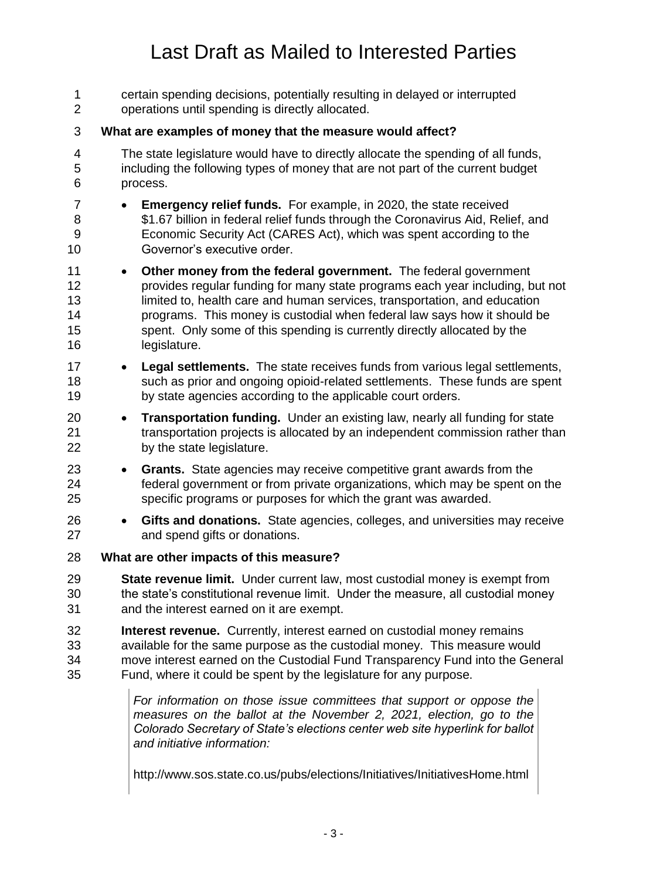certain spending decisions, potentially resulting in delayed or interrupted operations until spending is directly allocated.

**What are examples of money that the measure would affect?**

The state legislature would have to directly allocate the spending of all funds, including the following types of money that are not part of the current budget process.

- **Emergency relief funds.** For example, in 2020, the state received $1.67 billion in federal relief funds through the Coronavirus Aid, Relief, and Economic Security Act (CARES Act), which was spent according to the Governor's executive order.
- **Other money from the federal government.** The federal government provides regular funding for many state programs each year including, but not limited to, health care and human services, transportation, and education programs. This money is custodial when federal law says how it should be spent. Only some of this spending is currently directly allocated by the legislature.
- **Legal settlements.** The state receives funds from various legal settlements, such as prior and ongoing opioid-related settlements. These funds are spent by state agencies according to the applicable court orders.
- **Transportation funding.** Under an existing law, nearly all funding for state transportation projects is allocated by an independent commission rather than by the state legislature.
- **Grants.** State agencies may receive competitive grant awards from the federal government or from private organizations, which may be spent on the specific programs or purposes for which the grant was awarded.
- **Gifts and donations.** State agencies, colleges, and universities may receive and spend gifts or donations.

**What are other impacts of this measure?**

**State revenue limit.** Under current law, most custodial money is exempt from the state's constitutional revenue limit. Under the measure, all custodial money and the interest earned on it are exempt.

**Interest revenue.** Currently, interest earned on custodial money remains available for the same purpose as the custodial money. This measure would move interest earned on the Custodial Fund Transparency Fund into the General Fund, where it could be spent by the legislature for any purpose.

*For information on those issue committees that support or oppose the measures on the ballot at the November 2, 2021, election, go to the Colorado Secretary of State's elections center web site hyperlink for ballot and initiative information:*

http://www.sos.state.co.us/pubs/elections/Initiatives/InitiativesHome.html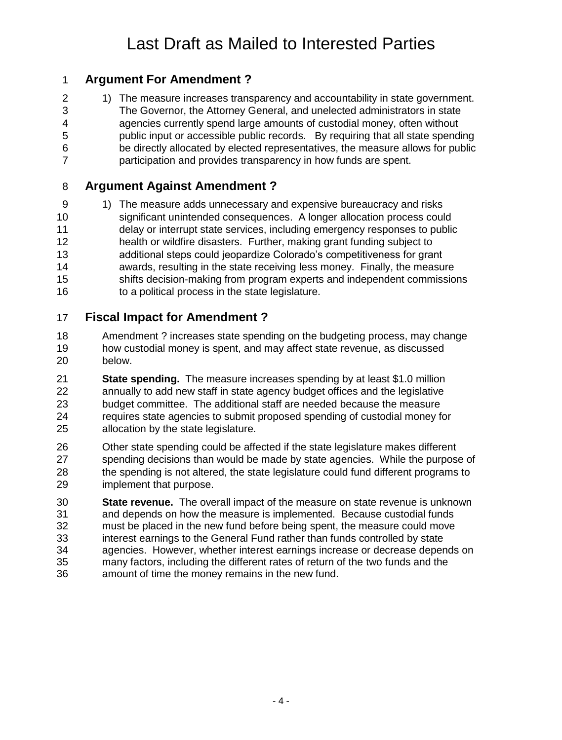# Last Draft as Mailed to Interested Parties

## Argument For Amendment ?

1) The measure increases transparency and accountability in state government. The Governor, the Attorney General, and unelected administrators in state agencies currently spend large amounts of custodial money, often without public input or accessible public records. By requiring that all state spending be directly allocated by elected representatives, the measure allows for public participation and provides transparency in how funds are spent.

## Argument Against Amendment ?

1) The measure adds unnecessary and expensive bureaucracy and risks significant unintended consequences. A longer allocation process could delay or interrupt state services, including emergency responses to public health or wildfire disasters. Further, making grant funding subject to additional steps could jeopardize Colorado's competitiveness for grant awards, resulting in the state receiving less money. Finally, the measure shifts decision-making from program experts and independent commissions to a political process in the state legislature.

## Fiscal Impact for Amendment ?

Amendment ? increases state spending on the budgeting process, may change how custodial money is spent, and may affect state revenue, as discussed below.

**State spending.** The measure increases spending by at least $1.0 million annually to add new staff in state agency budget offices and the legislative budget committee. The additional staff are needed because the measure requires state agencies to submit proposed spending of custodial money for allocation by the state legislature.

Other state spending could be affected if the state legislature makes different spending decisions than would be made by state agencies. While the purpose of the spending is not altered, the state legislature could fund different programs to implement that purpose.

**State revenue.** The overall impact of the measure on state revenue is unknown and depends on how the measure is implemented. Because custodial funds must be placed in the new fund before being spent, the measure could move interest earnings to the General Fund rather than funds controlled by state agencies. However, whether interest earnings increase or decrease depends on many factors, including the different rates of return of the two funds and the amount of time the money remains in the new fund.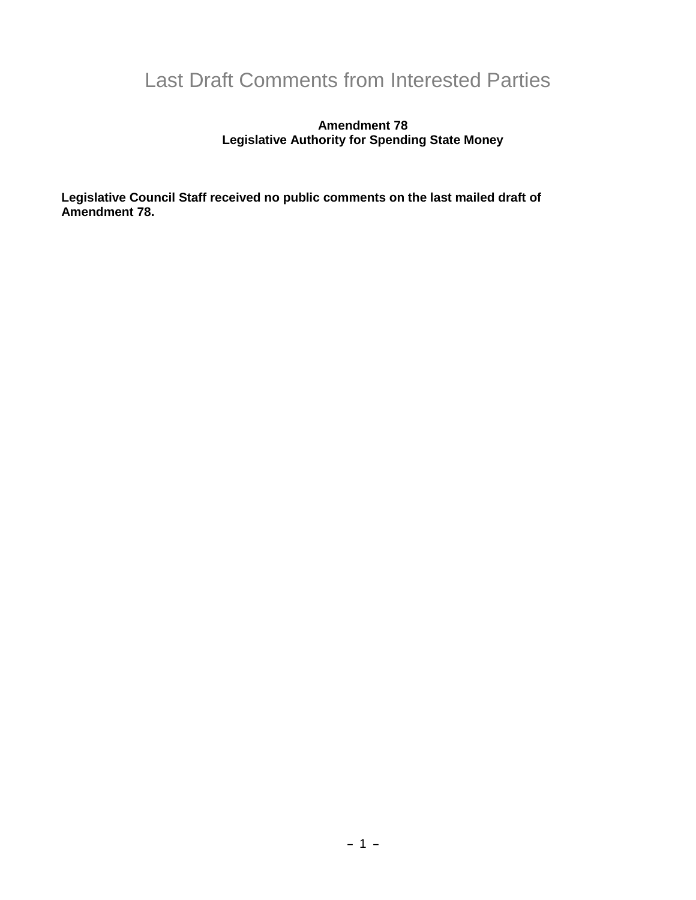# Last Draft Comments from Interested Parties

**Amendment 78**
**Legislative Authority for Spending State Money**

**Legislative Council Staff received no public comments on the last mailed draft of Amendment 78.**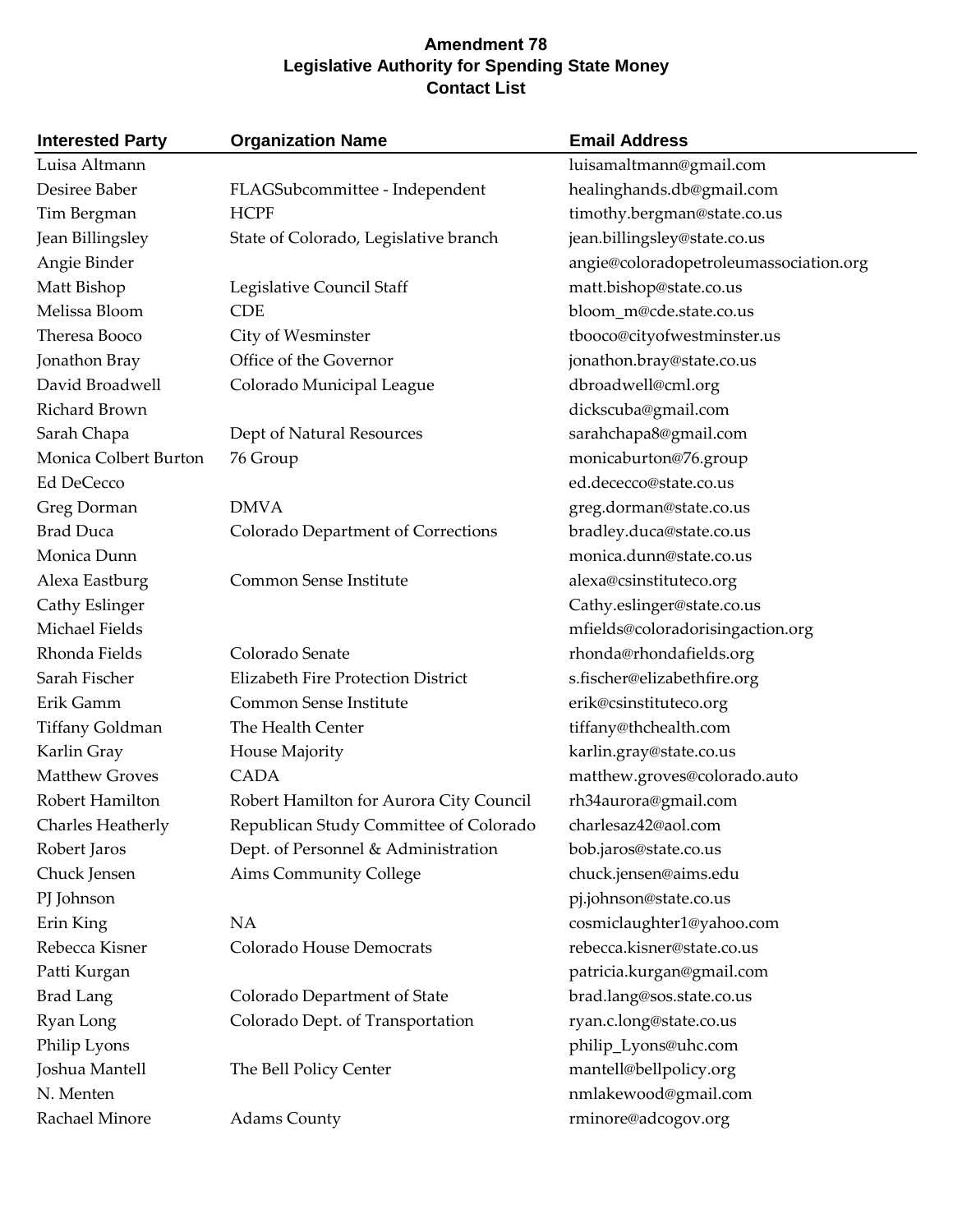**Amendment 78**
**Legislative Authority for Spending State Money**
**Contact List**

| Interested Party | Organization Name | Email Address |
|---|---|---|
| Luisa Altmann | | luisamaltmann@gmail.com |
| Desiree Baber | FLAGSubcommittee - Independent | healinghands.db@gmail.com |
| Tim Bergman | HCPF | timothy.bergman@state.co.us |
| Jean Billingsley | State of Colorado, Legislative branch | jean.billingsley@state.co.us |
| Angie Binder | | angie@coloradopetroleumassociation.org |
| Matt Bishop | Legislative Council Staff | matt.bishop@state.co.us |
| Melissa Bloom | CDE | bloom_m@cde.state.co.us |
| Theresa Booco | City of Wesminster | tbooco@cityofwestminster.us |
| Jonathon Bray | Office of the Governor | jonathon.bray@state.co.us |
| David Broadwell | Colorado Municipal League | dbroadwell@cml.org |
| Richard Brown | | dickscuba@gmail.com |
| Sarah Chapa | Dept of Natural Resources | sarahchapa8@gmail.com |
| Monica Colbert Burton | 76 Group | monicaburton@76.group |
| Ed DeCecco | | ed.dececco@state.co.us |
| Greg Dorman | DMVA | greg.dorman@state.co.us |
| Brad Duca | Colorado Department of Corrections | bradley.duca@state.co.us |
| Monica Dunn | | monica.dunn@state.co.us |
| Alexa Eastburg | Common Sense Institute | alexa@csinstituteco.org |
| Cathy Eslinger | | Cathy.eslinger@state.co.us |
| Michael Fields | | mfields@coloradorisingaction.org |
| Rhonda Fields | Colorado Senate | rhonda@rhondafields.org |
| Sarah Fischer | Elizabeth Fire Protection District | s.fischer@elizabethfire.org |
| Erik Gamm | Common Sense Institute | erik@csinstituteco.org |
| Tiffany Goldman | The Health Center | tiffany@thchealth.com |
| Karlin Gray | House Majority | karlin.gray@state.co.us |
| Matthew Groves | CADA | matthew.groves@colorado.auto |
| Robert Hamilton | Robert Hamilton for Aurora City Council | rh34aurora@gmail.com |
| Charles Heatherly | Republican Study Committee of Colorado | charlesaz42@aol.com |
| Robert Jaros | Dept. of Personnel & Administration | bob.jaros@state.co.us |
| Chuck Jensen | Aims Community College | chuck.jensen@aims.edu |
| PJ Johnson | | pj.johnson@state.co.us |
| Erin King | NA | cosmiclaughter1@yahoo.com |
| Rebecca Kisner | Colorado House Democrats | rebecca.kisner@state.co.us |
| Patti Kurgan | | patricia.kurgan@gmail.com |
| Brad Lang | Colorado Department of State | brad.lang@sos.state.co.us |
| Ryan Long | Colorado Dept. of Transportation | ryan.c.long@state.co.us |
| Philip Lyons | | philip_Lyons@uhc.com |
| Joshua Mantell | The Bell Policy Center | mantell@bellpolicy.org |
| N. Menten | | nmlakewood@gmail.com |
| Rachael Minore | Adams County | rminore@adcogov.org |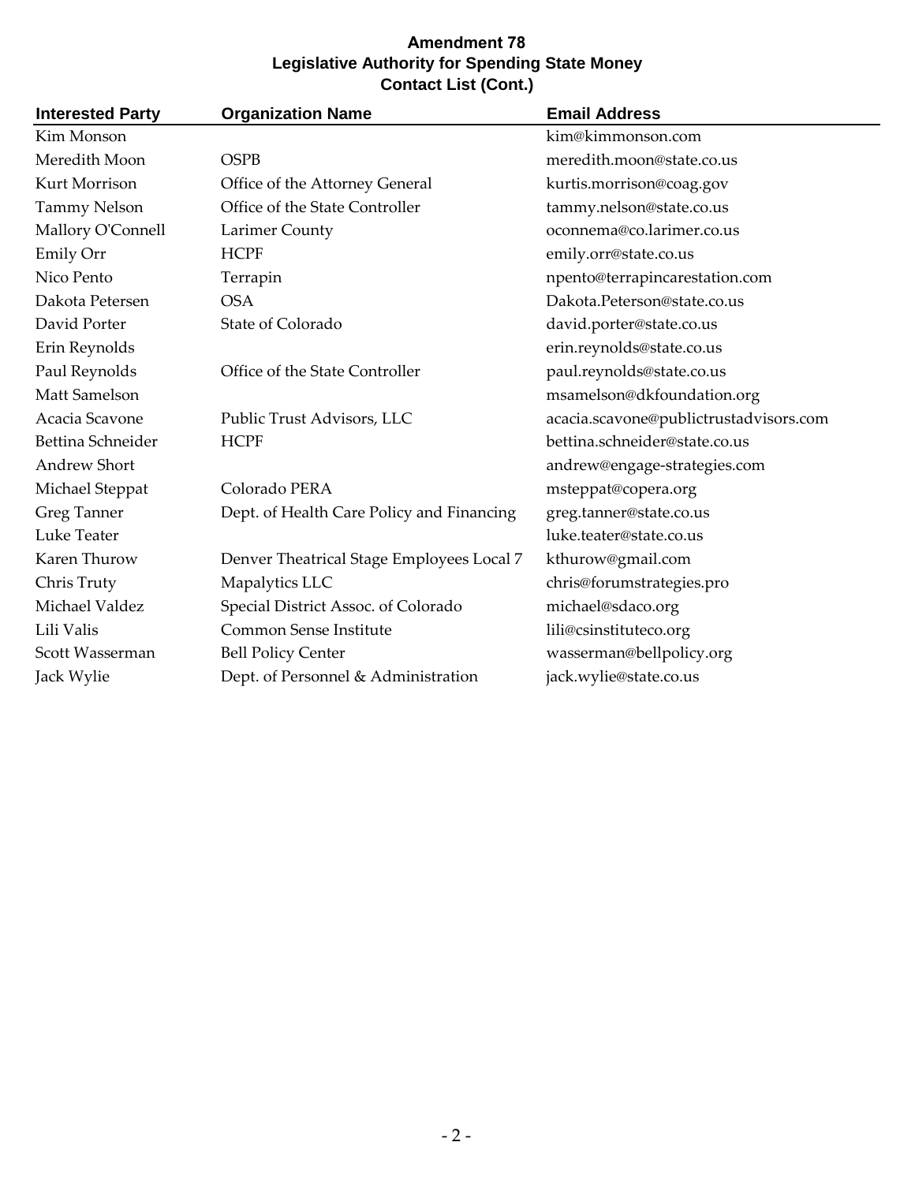**Amendment 78**
**Legislative Authority for Spending State Money**
**Contact List (Cont.)**

| Interested Party | Organization Name | Email Address |
|---|---|---|
| Kim Monson | | kim@kimmonson.com |
| Meredith Moon | OSPB | meredith.moon@state.co.us |
| Kurt Morrison | Office of the Attorney General | kurtis.morrison@coag.gov |
| Tammy Nelson | Office of the State Controller | tammy.nelson@state.co.us |
| Mallory O'Connell | Larimer County | oconnema@co.larimer.co.us |
| Emily Orr | HCPF | emily.orr@state.co.us |
| Nico Pento | Terrapin | npento@terrapincarestation.com |
| Dakota Petersen | OSA | Dakota.Peterson@state.co.us |
| David Porter | State of Colorado | david.porter@state.co.us |
| Erin Reynolds | | erin.reynolds@state.co.us |
| Paul Reynolds | Office of the State Controller | paul.reynolds@state.co.us |
| Matt Samelson | | msamelson@dkfoundation.org |
| Acacia Scavone | Public Trust Advisors, LLC | acacia.scavone@publictrustadvisors.com |
| Bettina Schneider | HCPF | bettina.schneider@state.co.us |
| Andrew Short | | andrew@engage-strategies.com |
| Michael Steppat | Colorado PERA | msteppat@copera.org |
| Greg Tanner | Dept. of Health Care Policy and Financing | greg.tanner@state.co.us |
| Luke Teater | | luke.teater@state.co.us |
| Karen Thurow | Denver Theatrical Stage Employees Local 7 | kthurow@gmail.com |
| Chris Truty | Mapalytics LLC | chris@forumstrategies.pro |
| Michael Valdez | Special District Assoc. of Colorado | michael@sdaco.org |
| Lili Valis | Common Sense Institute | lili@csinstituteco.org |
| Scott Wasserman | Bell Policy Center | wasserman@bellpolicy.org |
| Jack Wylie | Dept. of Personnel & Administration | jack.wylie@state.co.us |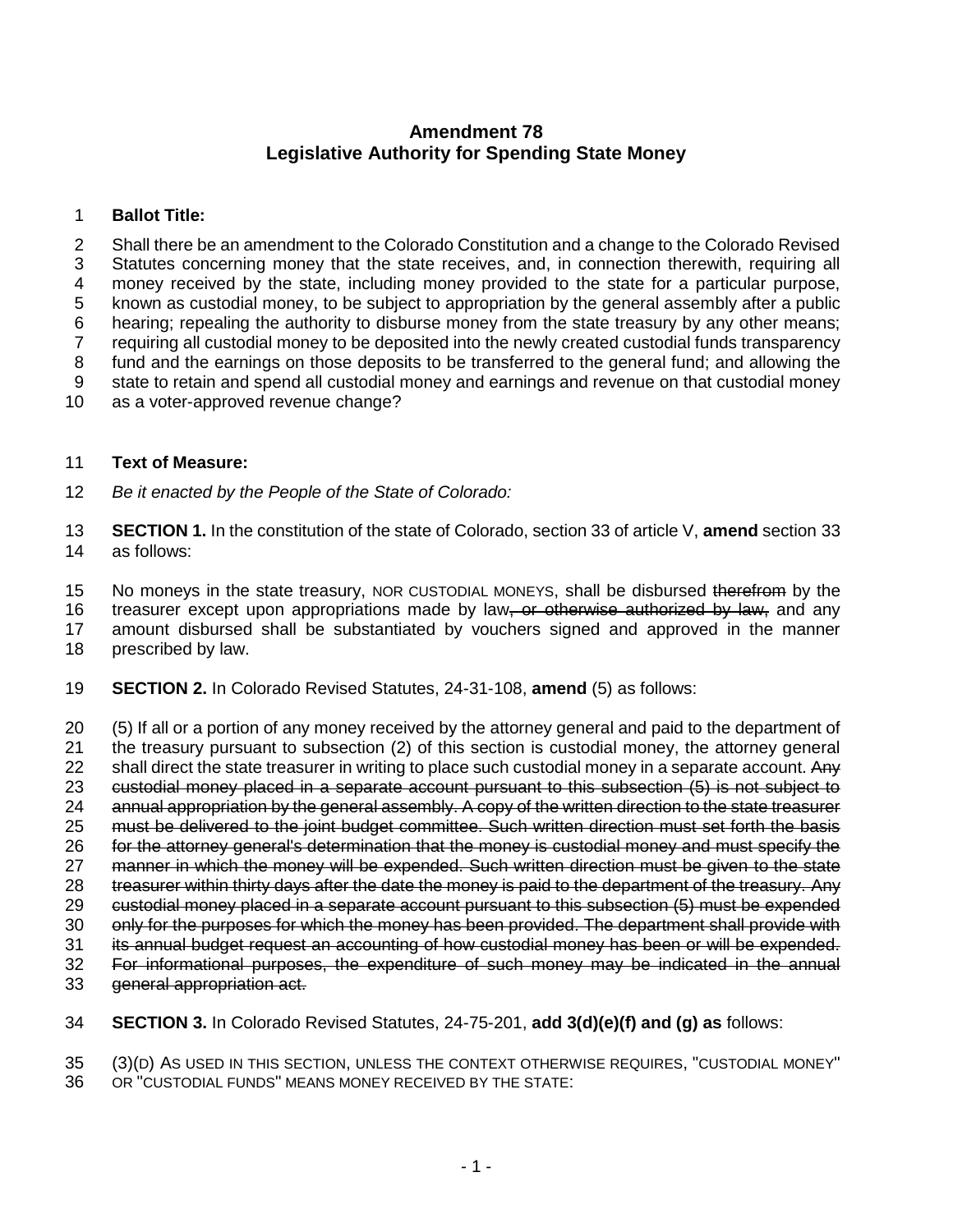# Amendment 78
## Legislative Authority for Spending State Money

**Ballot Title:**

Shall there be an amendment to the Colorado Constitution and a change to the Colorado Revised Statutes concerning money that the state receives, and, in connection therewith, requiring all money received by the state, including money provided to the state for a particular purpose, known as custodial money, to be subject to appropriation by the general assembly after a public hearing; repealing the authority to disburse money from the state treasury by any other means; requiring all custodial money to be deposited into the newly created custodial funds transparency fund and the earnings on those deposits to be transferred to the general fund; and allowing the state to retain and spend all custodial money and earnings and revenue on that custodial money as a voter-approved revenue change?

**Text of Measure:**

*Be it enacted by the People of the State of Colorado:*

**SECTION 1.** In the constitution of the state of Colorado, section 33 of article V, **amend** section 33 as follows:

No moneys in the state treasury, NOR CUSTODIAL MONEYS, shall be disbursed ~~therefrom~~ by the treasurer except upon appropriations made by law~~, or otherwise authorized by law,~~ and any amount disbursed shall be substantiated by vouchers signed and approved in the manner prescribed by law.

**SECTION 2.** In Colorado Revised Statutes, 24-31-108, **amend** (5) as follows:

(5) If all or a portion of any money received by the attorney general and paid to the department of the treasury pursuant to subsection (2) of this section is custodial money, the attorney general shall direct the state treasurer in writing to place such custodial money in a separate account. ~~Any custodial money placed in a separate account pursuant to this subsection (5) is not subject to annual appropriation by the general assembly. A copy of the written direction to the state treasurer must be delivered to the joint budget committee. Such written direction must set forth the basis for the attorney general's determination that the money is custodial money and must specify the manner in which the money will be expended. Such written direction must be given to the state treasurer within thirty days after the date the money is paid to the department of the treasury. Any custodial money placed in a separate account pursuant to this subsection (5) must be expended only for the purposes for which the money has been provided. The department shall provide with its annual budget request an accounting of how custodial money has been or will be expended. For informational purposes, the expenditure of such money may be indicated in the annual general appropriation act.~~

**SECTION 3.** In Colorado Revised Statutes, 24-75-201, **add 3(d)(e)(f) and (g) as** follows:

(3)(D) AS USED IN THIS SECTION, UNLESS THE CONTEXT OTHERWISE REQUIRES, "CUSTODIAL MONEY" OR "CUSTODIAL FUNDS" MEANS MONEY RECEIVED BY THE STATE: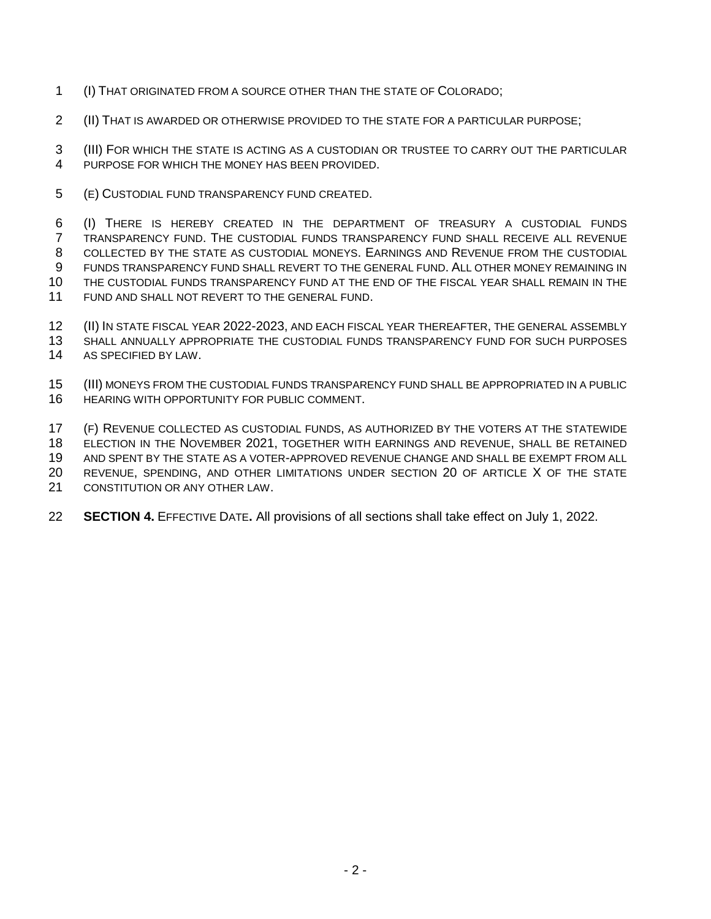(I) THAT ORIGINATED FROM A SOURCE OTHER THAN THE STATE OF COLORADO;

(II) THAT IS AWARDED OR OTHERWISE PROVIDED TO THE STATE FOR A PARTICULAR PURPOSE;

(III) FOR WHICH THE STATE IS ACTING AS A CUSTODIAN OR TRUSTEE TO CARRY OUT THE PARTICULAR PURPOSE FOR WHICH THE MONEY HAS BEEN PROVIDED.

(E) CUSTODIAL FUND TRANSPARENCY FUND CREATED.

(I) THERE IS HEREBY CREATED IN THE DEPARTMENT OF TREASURY A CUSTODIAL FUNDS TRANSPARENCY FUND. THE CUSTODIAL FUNDS TRANSPARENCY FUND SHALL RECEIVE ALL REVENUE COLLECTED BY THE STATE AS CUSTODIAL MONEYS. EARNINGS AND REVENUE FROM THE CUSTODIAL FUNDS TRANSPARENCY FUND SHALL REVERT TO THE GENERAL FUND. ALL OTHER MONEY REMAINING IN THE CUSTODIAL FUNDS TRANSPARENCY FUND AT THE END OF THE FISCAL YEAR SHALL REMAIN IN THE FUND AND SHALL NOT REVERT TO THE GENERAL FUND.

(II) IN STATE FISCAL YEAR 2022-2023, AND EACH FISCAL YEAR THEREAFTER, THE GENERAL ASSEMBLY SHALL ANNUALLY APPROPRIATE THE CUSTODIAL FUNDS TRANSPARENCY FUND FOR SUCH PURPOSES AS SPECIFIED BY LAW.

(III) MONEYS FROM THE CUSTODIAL FUNDS TRANSPARENCY FUND SHALL BE APPROPRIATED IN A PUBLIC HEARING WITH OPPORTUNITY FOR PUBLIC COMMENT.

(F) REVENUE COLLECTED AS CUSTODIAL FUNDS, AS AUTHORIZED BY THE VOTERS AT THE STATEWIDE ELECTION IN THE NOVEMBER 2021, TOGETHER WITH EARNINGS AND REVENUE, SHALL BE RETAINED AND SPENT BY THE STATE AS A VOTER-APPROVED REVENUE CHANGE AND SHALL BE EXEMPT FROM ALL REVENUE, SPENDING, AND OTHER LIMITATIONS UNDER SECTION 20 OF ARTICLE X OF THE STATE CONSTITUTION OR ANY OTHER LAW.

**SECTION 4.** EFFECTIVE DATE**.** All provisions of all sections shall take effect on July 1, 2022.